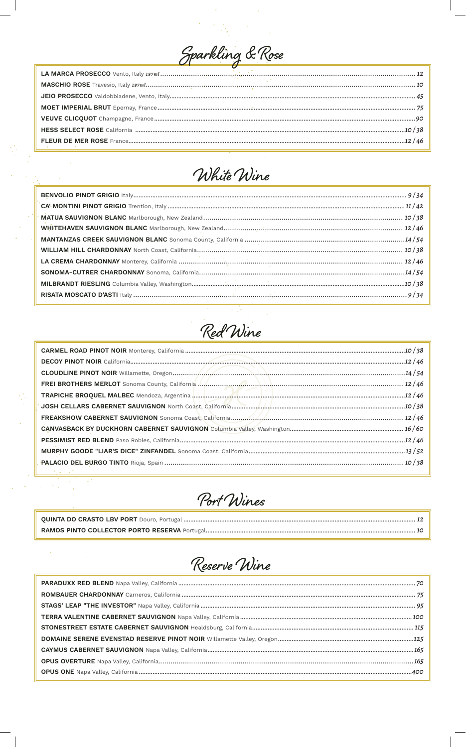# Sparkling & Rose

**LA MARCA PROSECCO** Vento, Italy *187ml* ........ 12
**MASCHIO ROSE** Travesio, Italy *187ml* ........ 10
**JEIO PROSECCO** Valdobbiadene, Vento, Italy ........ 45
**MOET IMPERIAL BRUT** Epernay, France ........ 75
**VEUVE CLICQUOT** Champagne, France ........ 90
**HESS SELECT ROSE** California ........ 10 / 38
**FLEUR DE MER ROSE** France ........ 12 / 46

# White Wine

**BENVOLIO PINOT GRIGIO** Italy ........ 9 / 34
**CA' MONTINI PINOT GRIGIO** Trention, Italy ........ 11 / 42
**MATUA SAUVIGNON BLANC** Marlborough, New Zealand ........ 10 / 38
**WHITEHAVEN SAUVIGNON BLANC** Marlborough, New Zealand ........ 12 / 46
**MANTANZAS CREEK SAUVIGNON BLANC** Sonoma County, California ........ 14 / 54
**WILLIAM HILL CHARDONNAY** North Coast, California ........ 10 / 38
**LA CREMA CHARDONNAY** Monterey, California ........ 12 / 46
**SONOMA-CUTRER CHARDONNAY** Sonoma, California ........ 14 / 54
**MILBRANDT RIESLING** Columbia Valley, Washington ........ 10 / 38
**RISATA MOSCATO D'ASTI** Italy ........ 9 / 34

# Red Wine

**CARMEL ROAD PINOT NOIR** Monterey, California ........ 10 / 38
**DECOY PINOT NOIR** California ........ 12 / 46
**CLOUDLINE PINOT NOIR** Willamette, Oregon ........ 14 / 54
**FREI BROTHERS MERLOT** Sonoma County, California ........ 12 / 46
**TRAPICHE BROQUEL MALBEC** Mendoza, Argentina ........ 12 / 46
**JOSH CELLARS CABERNET SAUVIGNON** North Coast, California ........ 10 / 38
**FREAKSHOW CABERNET SAUVIGNON** Sonoma Coast, California ........ 12 / 46
**CANVASBACK BY DUCKHORN CABERNET SAUVIGNON** Columbia Valley, Washington ........ 16 / 60
**PESSIMIST RED BLEND** Paso Robles, California ........ 12 / 46
**MURPHY GOODE "LIAR'S DICE" ZINFANDEL** Sonoma Coast, California ........ 13 / 52
**PALACIO DEL BURGO TINTO** Rioja, Spain ........ 10 / 38

# Port Wines

**QUINTA DO CRASTO LBV PORT** Douro, Portugal ........ 12
**RAMOS PINTO COLLECTOR PORTO RESERVA** Portugal ........ 10

# Reserve Wine

**PARADUXX RED BLEND** Napa Valley, California ........ 70
**ROMBAUER CHARDONNAY** Carneros, California ........ 75
**STAGS' LEAP "THE INVESTOR"** Napa Valley, California ........ 95
**TERRA VALENTINE CABERNET SAUVIGNON** Napa Valley, California ........ 100
**STONESTREET ESTATE CABERNET SAUVIGNON** Healdsburg, California ........ 115
**DOMAINE SERENE EVENSTAD RESERVE PINOT NOIR** Willamette Valley, Oregon ........ 125
**CAYMUS CABERNET SAUVIGNON** Napa Valley, California ........ 165
**OPUS OVERTURE** Napa Valley, California ........ 165
**OPUS ONE** Napa Valley, California ........ 400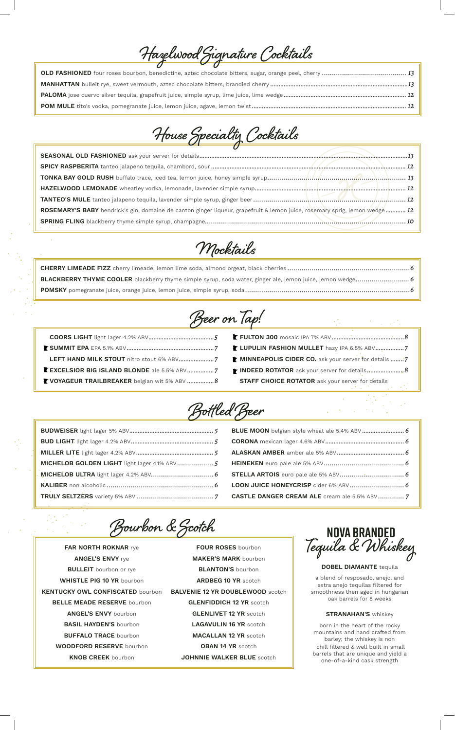# Hazelwood Signature Cocktails

**OLD FASHIONED** four roses bourbon, benedictine, aztec chocolate bitters, sugar, orange peel, cherry ... *13*

**MANHATTAN** bulleit rye, sweet vermouth, aztec chocolate bitters, brandied cherry ... *13*

**PALOMA** jose cuervo silver tequila, grapefruit juice, simple syrup, lime juice, lime wedge ... *12*

**POM MULE** tito's vodka, pomegranate juice, lemon juice, agave, lemon twist ... *12*

# House Specialty Cocktails

**SEASONAL OLD FASHIONED** ask your server for details ... *13*

**SPICY RASPBERITA** tanteo jalapeno tequila, chambord, sour ... *12*

**TONKA BAY GOLD RUSH** buffalo trace, iced tea, lemon juice, honey simple syrup ... *13*

**HAZELWOOD LEMONADE** wheatley vodka, lemonade, lavender simple syrup ... *12*

**TANTEO'S MULE** tanteo jalapeno tequila, lavender simple syrup, ginger beer ... *12*

**ROSEMARY'S BABY** hendrick's gin, domaine de canton ginger liqueur, grapefruit & lemon juice, rosemary sprig, lemon wedge ... *12*

**SPRING FLING** blackberry thyme simple syrup, champagne ... *10*

# Mocktails

**CHERRY LIMEADE FIZZ** cherry limeade, lemon lime soda, almond orgeat, black cherries ... *6*

**BLACKBERRY THYME COOLER** blackberry thyme simple syrup, soda water, ginger ale, lemon juice, lemon wedge ... *6*

**POMSKY** pomegranate juice, orange juice, lemon juice, simple syrup, soda ... *6*

# Beer on Tap!

**COORS LIGHT** light lager 4.2% ABV ... *5*

**SUMMIT EPA** EPA 5.1% ABV ... *7*

**LEFT HAND MILK STOUT** nitro stout 6% ABV ... *7*

**EXCELSIOR BIG ISLAND BLONDE** ale 5.5% ABV ... *7*

**VOYAGEUR TRAILBREAKER** belgian wit 5% ABV ... *8*

**FULTON 300** mosaic IPA 7% ABV ... *8*

**LUPULIN FASHION MULLET** hazy IPA 6.5% ABV ... *7*

**MINNEAPOLIS CIDER CO.** ask your server for details ... *7*

**INDEED ROTATOR** ask your server for details ... *8*

**STAFF CHOICE ROTATOR** ask your server for details

# Bottled Beer

**BUDWEISER** light lager 5% ABV ... *5*

**BUD LIGHT** light lager 4.2% ABV ... *5*

**MILLER LITE** light lager 4.2% ABV ... *5*

**MICHELOB GOLDEN LIGHT** light lager 4.1% ABV ... *5*

**MICHELOB ULTRA** light lager 4.2% ABV ... *6*

**KALIBER** non alcoholic ... *6*

**TRULY SELTZERS** variety 5% ABV ... *7*

**BLUE MOON** belgian style wheat ale 5.4% ABV ... *6*

**CORONA** mexican lager 4.6% ABV ... *6*

**ALASKAN AMBER** amber ale 5% ABV ... *6*

**HEINEKEN** euro pale ale 5% ABV ... *6*

**STELLA ARTOIS** euro pale ale 5% ABV ... *6*

**LOON JUICE HONEYCRISP** cider 6% ABV ... *6*

**CASTLE DANGER CREAM ALE** cream ale 5.5% ABV ... *7*

# Bourbon & Scotch

**FAR NORTH ROKNAR** rye
**ANGEL'S ENVY** rye
**BULLEIT** bourbon or rye
**WHISTLE PIG 10 YR** bourbon
**KENTUCKY OWL CONFISCATED** bourbon
**BELLE MEADE RESERVE** bourbon
**ANGEL'S ENVY** bourbon
**BASIL HAYDEN'S** bourbon
**BUFFALO TRACE** bourbon
**WOODFORD RESERVE** bourbon
**KNOB CREEK** bourbon
**FOUR ROSES** bourbon
**MAKER'S MARK** bourbon
**BLANTON'S** bourbon
**ARDBEG 10 YR** scotch
**BALVENIE 12 YR DOUBLEWOOD** scotch
**GLENFIDDICH 12 YR** scotch
**GLENLIVET 12 YR** scotch
**LAGAVULIN 16 YR** scotch
**MACALLAN 12 YR** scotch
**OBAN 14 YR** scotch
**JOHNNIE WALKER BLUE** scotch

# NOVA BRANDED Tequila & Whiskey

**DOBEL DIAMANTE** tequila

a blend of resposado, anejo, and extra anejo tequilas filtered for smoothness then aged in hungarian oak barrels for 8 weeks

**STRANAHAN'S** whiskey

born in the heart of the rocky mountains and hand crafted from barley; the whiskey is non chill filtered & well built in small barrels that are unique and yield a one-of-a-kind cask strength